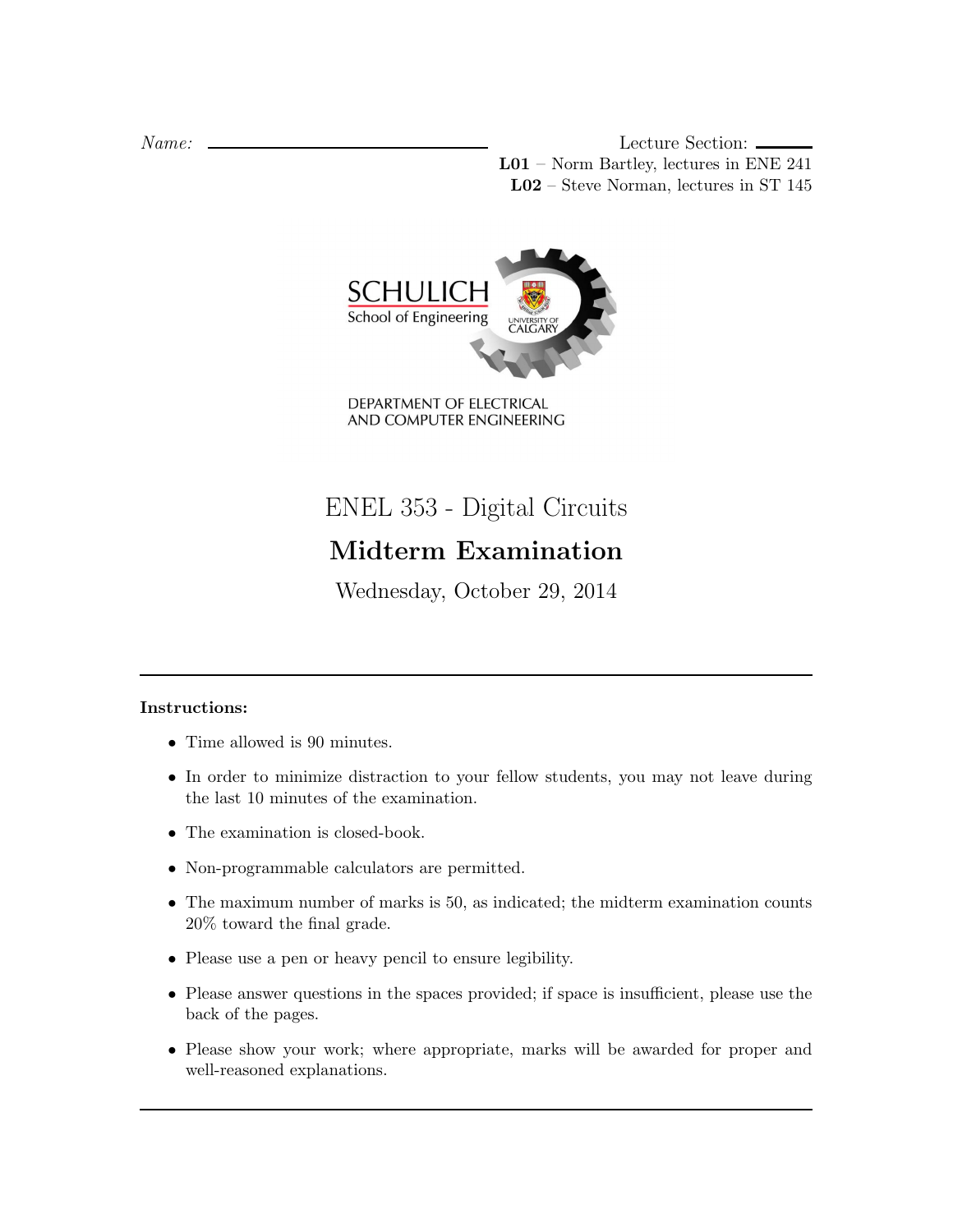*Name:* ______________________________ Lecture Section: ______

**L01** – Norm Bartley, lectures in ENE 241

**L02** – Steve Norman, lectures in ST 145

SCHULICH School of Engineering

UNIVERSITY OF CALGARY

DEPARTMENT OF ELECTRICAL AND COMPUTER ENGINEERING

# ENEL 353 - Digital Circuits

## Midterm Examination

Wednesday, October 29, 2014

---

**Instructions:**

- Time allowed is 90 minutes.
- In order to minimize distraction to your fellow students, you may not leave during the last 10 minutes of the examination.
- The examination is closed-book.
- Non-programmable calculators are permitted.
- The maximum number of marks is 50, as indicated; the midterm examination counts 20% toward the final grade.
- Please use a pen or heavy pencil to ensure legibility.
- Please answer questions in the spaces provided; if space is insufficient, please use the back of the pages.
- Please show your work; where appropriate, marks will be awarded for proper and well-reasoned explanations.

---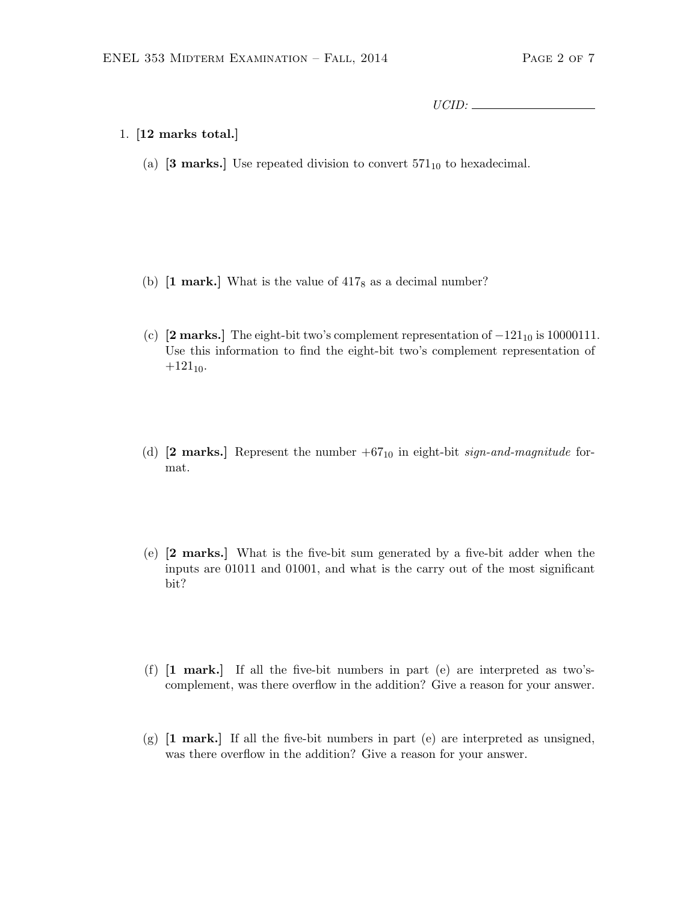UCID: ____________________

1. **[12 marks total.]**

   (a) **[3 marks.]** Use repeated division to convert $571_{10}$ to hexadecimal.

   (b) **[1 mark.]** What is the value of $417_8$ as a decimal number?

   (c) **[2 marks.]** The eight-bit two's complement representation of $-121_{10}$ is 10000111. Use this information to find the eight-bit two's complement representation of $+121_{10}$.

   (d) **[2 marks.]** Represent the number $+67_{10}$ in eight-bit *sign-and-magnitude* format.

   (e) **[2 marks.]** What is the five-bit sum generated by a five-bit adder when the inputs are 01011 and 01001, and what is the carry out of the most significant bit?

   (f) **[1 mark.]** If all the five-bit numbers in part (e) are interpreted as two's-complement, was there overflow in the addition? Give a reason for your answer.

   (g) **[1 mark.]** If all the five-bit numbers in part (e) are interpreted as unsigned, was there overflow in the addition? Give a reason for your answer.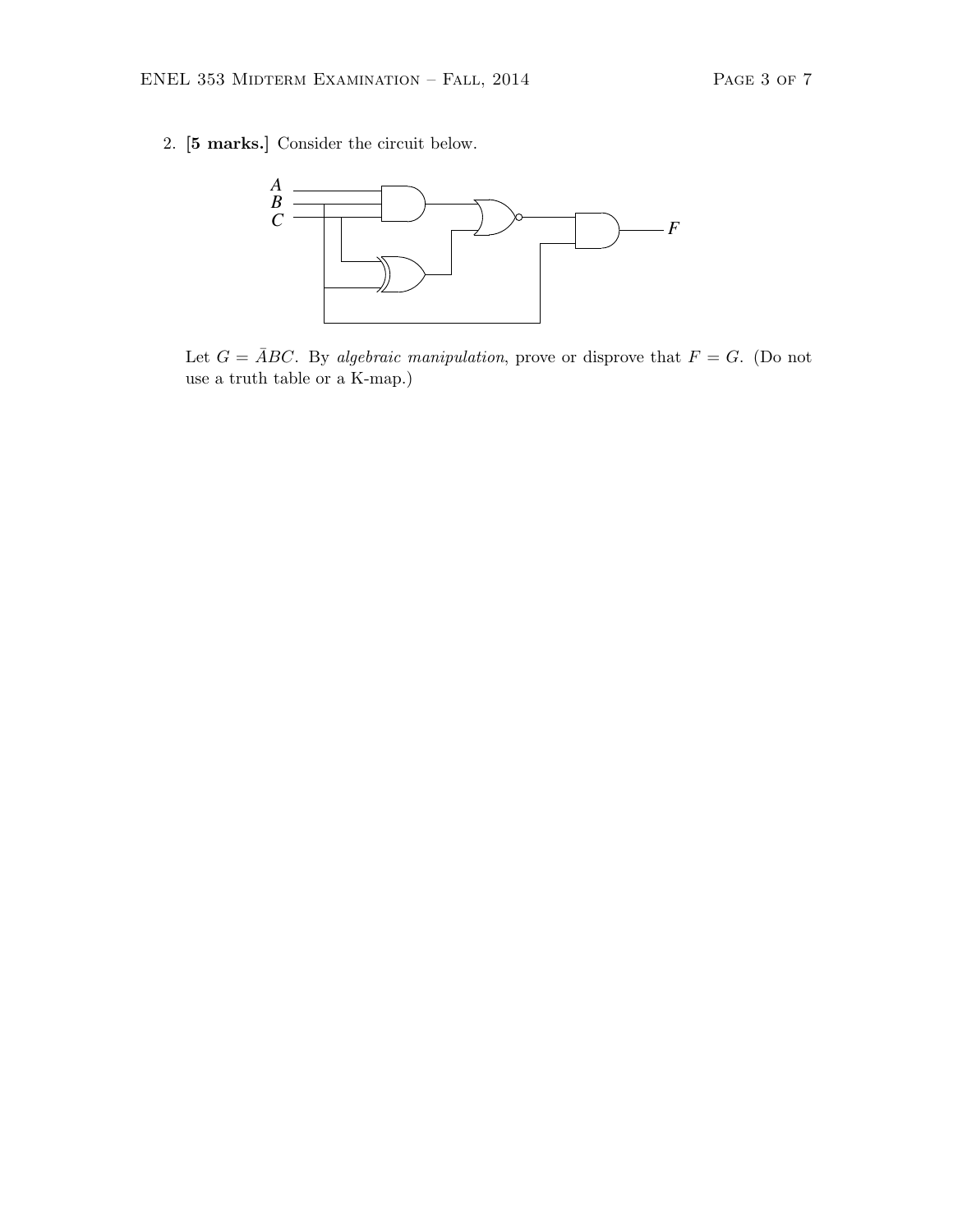2. **[5 marks.]** Consider the circuit below.

Let $G = \bar{A}BC$. By *algebraic manipulation*, prove or disprove that $F = G$. (Do not use a truth table or a K-map.)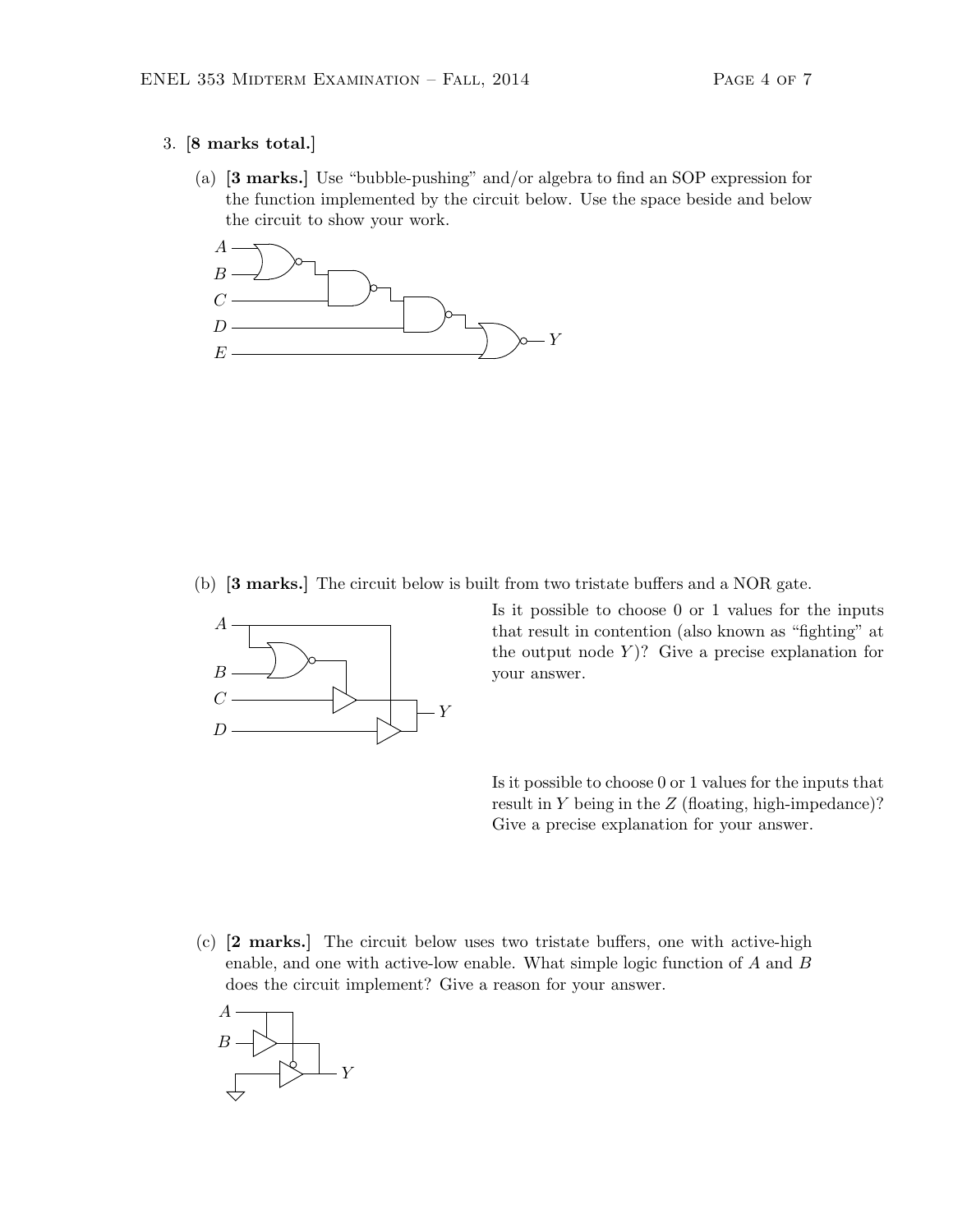3. **[8 marks total.]**

   (a) **[3 marks.]** Use "bubble-pushing" and/or algebra to find an SOP expression for the function implemented by the circuit below. Use the space beside and below the circuit to show your work.

   (b) **[3 marks.]** The circuit below is built from two tristate buffers and a NOR gate.

   Is it possible to choose 0 or 1 values for the inputs that result in contention (also known as "fighting" at the output node $Y$)? Give a precise explanation for your answer.

   Is it possible to choose 0 or 1 values for the inputs that result in $Y$ being in the $Z$ (floating, high-impedance)? Give a precise explanation for your answer.

   (c) **[2 marks.]** The circuit below uses two tristate buffers, one with active-high enable, and one with active-low enable. What simple logic function of $A$ and $B$ does the circuit implement? Give a reason for your answer.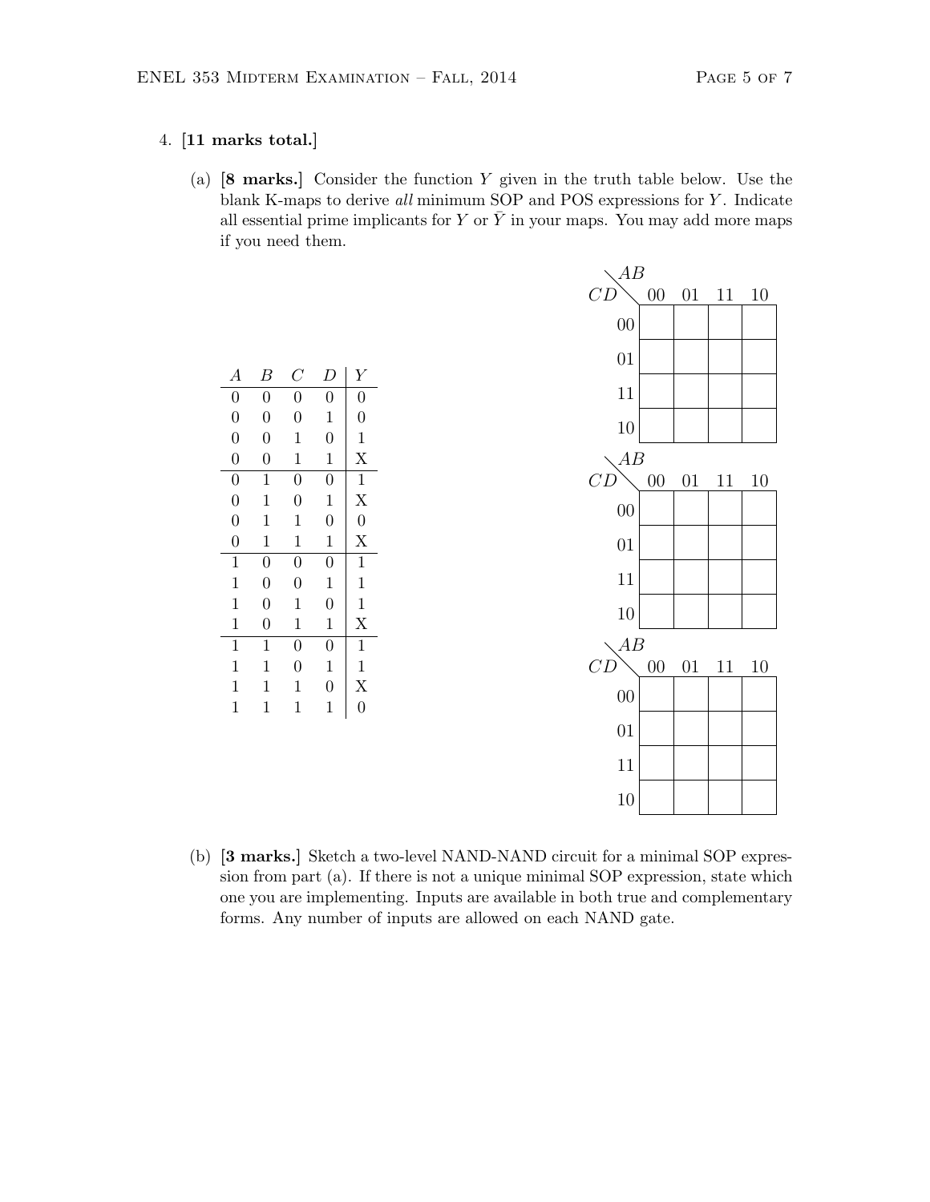4. **[11 marks total.]**

   (a) **[8 marks.]** Consider the function $Y$ given in the truth table below. Use the blank K-maps to derive *all* minimum SOP and POS expressions for $Y$. Indicate all essential prime implicants for $Y$ or $\bar{Y}$ in your maps. You may add more maps if you need them.

| $A$ | $B$ | $C$ | $D$ | $Y$ |
|---|---|---|---|---|
| 0 | 0 | 0 | 0 | 0 |
| 0 | 0 | 0 | 1 | 0 |
| 0 | 0 | 1 | 0 | 1 |
| 0 | 0 | 1 | 1 | X |
| 0 | 1 | 0 | 0 | 1 |
| 0 | 1 | 0 | 1 | X |
| 0 | 1 | 1 | 0 | 0 |
| 0 | 1 | 1 | 1 | X |
| 1 | 0 | 0 | 0 | 1 |
| 1 | 0 | 0 | 1 | 1 |
| 1 | 0 | 1 | 0 | 1 |
| 1 | 0 | 1 | 1 | X |
| 1 | 1 | 0 | 0 | 1 |
| 1 | 1 | 0 | 1 | 1 |
| 1 | 1 | 1 | 0 | X |
| 1 | 1 | 1 | 1 | 0 |

| $CD$ \ $AB$ | 00 | 01 | 11 | 10 |
|---|---|---|---|---|
| 00 | | | | |
| 01 | | | | |
| 11 | | | | |
| 10 | | | | |

| $CD$ \ $AB$ | 00 | 01 | 11 | 10 |
|---|---|---|---|---|
| 00 | | | | |
| 01 | | | | |
| 11 | | | | |
| 10 | | | | |

| $CD$ \ $AB$ | 00 | 01 | 11 | 10 |
|---|---|---|---|---|
| 00 | | | | |
| 01 | | | | |
| 11 | | | | |
| 10 | | | | |

   (b) **[3 marks.]** Sketch a two-level NAND-NAND circuit for a minimal SOP expression from part (a). If there is not a unique minimal SOP expression, state which one you are implementing. Inputs are available in both true and complementary forms. Any number of inputs are allowed on each NAND gate.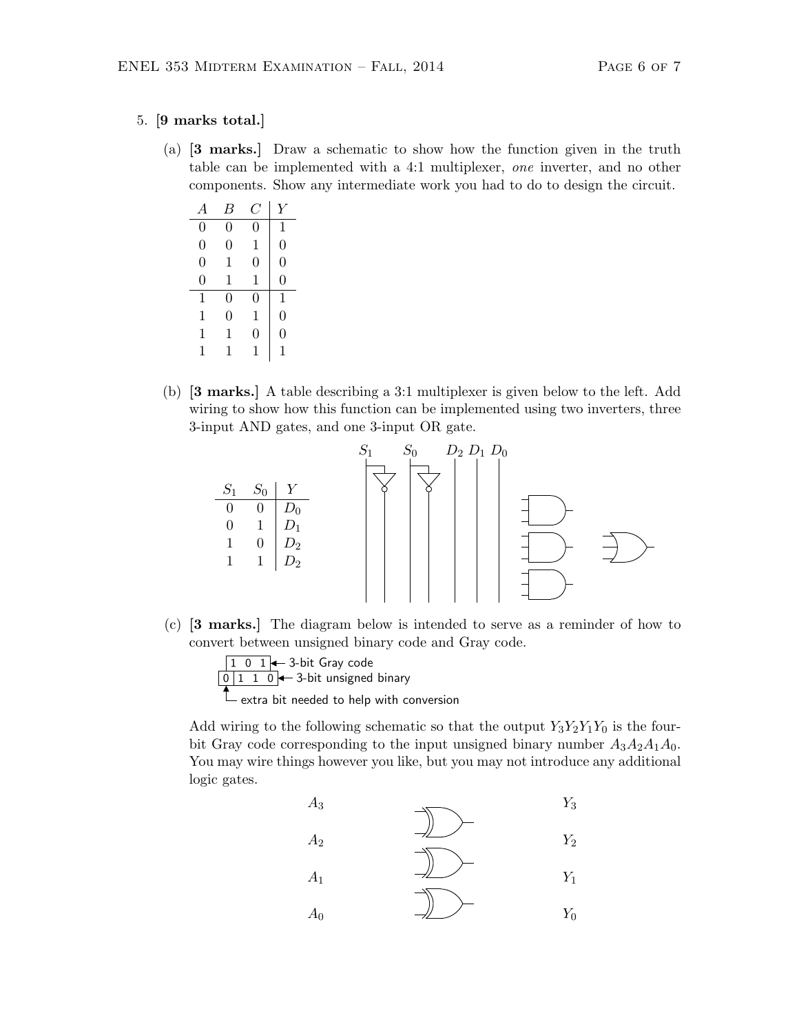5. **[9 marks total.]**

(a) **[3 marks.]** Draw a schematic to show how the function given in the truth table can be implemented with a 4:1 multiplexer, *one* inverter, and no other components. Show any intermediate work you had to do to design the circuit.

| $A$ | $B$ | $C$ | $Y$ |
|---|---|---|---|
| 0 | 0 | 0 | 1 |
| 0 | 0 | 1 | 0 |
| 0 | 1 | 0 | 0 |
| 0 | 1 | 1 | 0 |
| 1 | 0 | 0 | 1 |
| 1 | 0 | 1 | 0 |
| 1 | 1 | 0 | 0 |
| 1 | 1 | 1 | 1 |

(b) **[3 marks.]** A table describing a 3:1 multiplexer is given below to the left. Add wiring to show how this function can be implemented using two inverters, three 3-input AND gates, and one 3-input OR gate.

| $S_1$ | $S_0$ | $Y$ |
|---|---|---|
| 0 | 0 | $D_0$ |
| 0 | 1 | $D_1$ |
| 1 | 0 | $D_2$ |
| 1 | 1 | $D_2$ |

$S_1$ $S_0$ $D_2$ $D_1$ $D_0$

(c) **[3 marks.]** The diagram below is intended to serve as a reminder of how to convert between unsigned binary code and Gray code.

1 0 1 ← 3-bit Gray code
0 | 1 1 0 ← 3-bit unsigned binary
↑ extra bit needed to help with conversion

Add wiring to the following schematic so that the output $Y_3Y_2Y_1Y_0$ is the four-bit Gray code corresponding to the input unsigned binary number $A_3A_2A_1A_0$. You may wire things however you like, but you may not introduce any additional logic gates.

$A_3$ $Y_3$

$A_2$ $Y_2$

$A_1$ $Y_1$

$A_0$ $Y_0$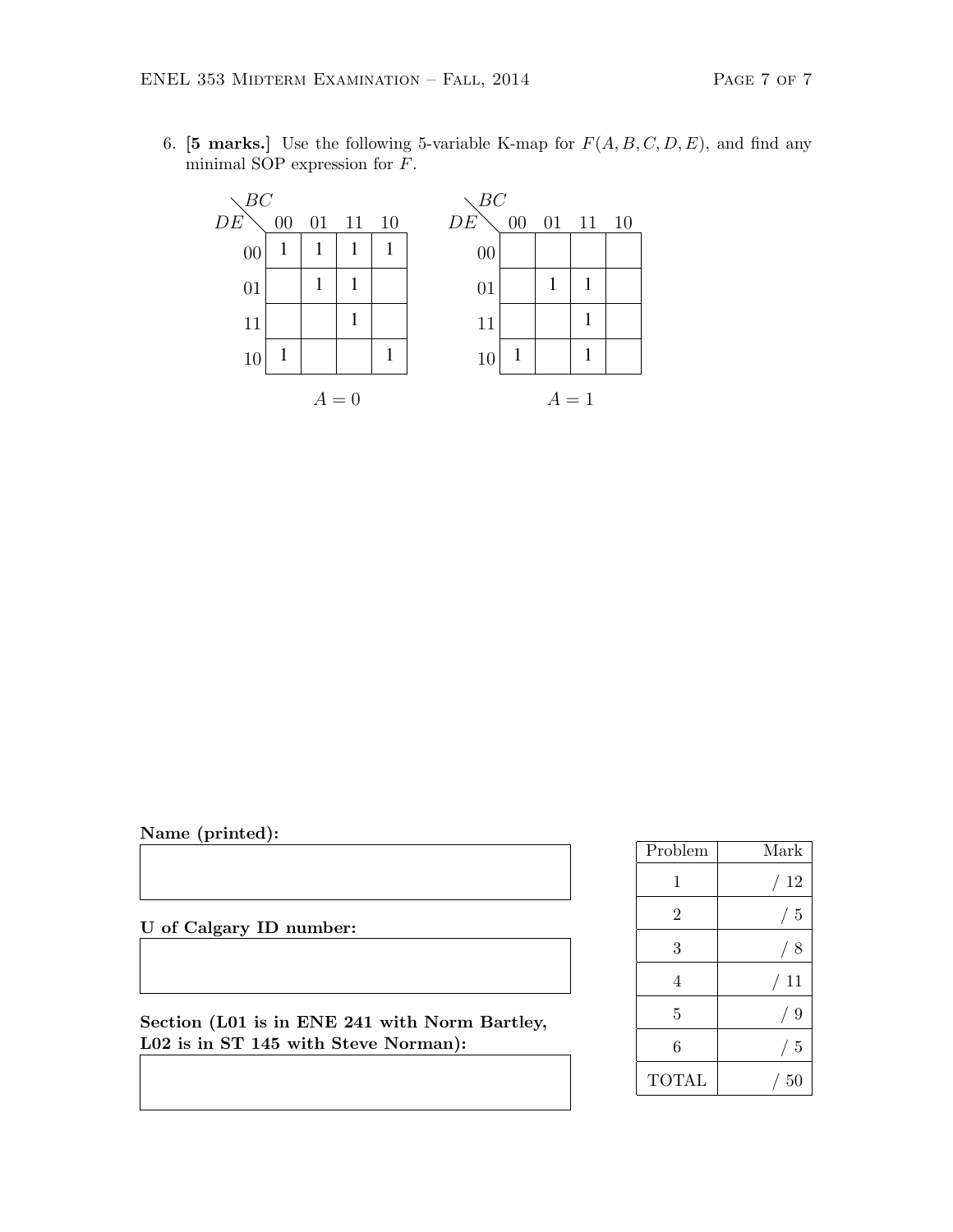6. **[5 marks.]** Use the following 5-variable K-map for $F(A, B, C, D, E)$, and find any minimal SOP expression for $F$.

$A = 0$

| DE \ BC | 00 | 01 | 11 | 10 |
|---|---|---|---|---|
| 00 | 1 | 1 | 1 | 1 |
| 01 | | 1 | 1 | |
| 11 | | | 1 | |
| 10 | 1 | | | 1 |

$A = 1$

| DE \ BC | 00 | 01 | 11 | 10 |
|---|---|---|---|---|
| 00 | | | | |
| 01 | | 1 | 1 | |
| 11 | | | 1 | |
| 10 | 1 | | 1 | |

**Name (printed):**

**U of Calgary ID number:**

**Section (L01 is in ENE 241 with Norm Bartley, L02 is in ST 145 with Steve Norman):**

| Problem | Mark |
|---|---|
| 1 | / 12 |
| 2 | / 5 |
| 3 | / 8 |
| 4 | / 11 |
| 5 | / 9 |
| 6 | / 5 |
| TOTAL | / 50 |